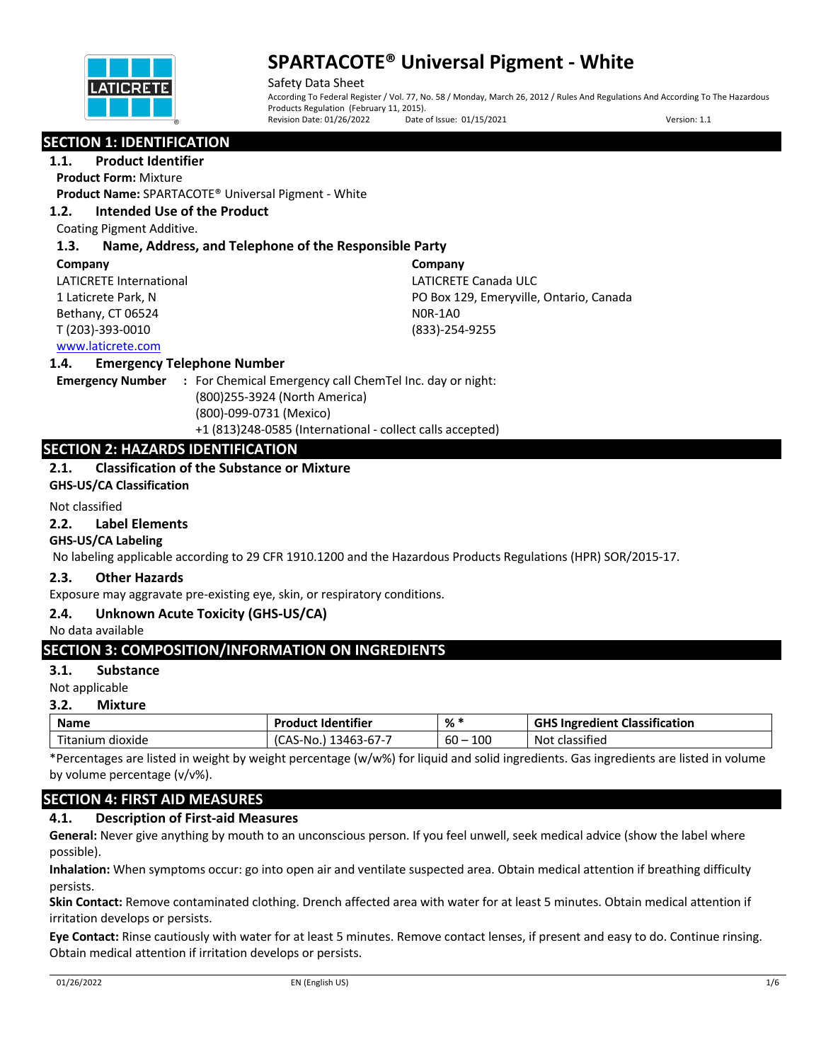# SPARTACOTE® Universal Pigment - White

Safety Data Sheet

According To Federal Register / Vol. 77, No. 58 / Monday, March 26, 2012 / Rules And Regulations And According To The Hazardous Products Regulation (February 11, 2015).

Revision Date: 01/26/2022 Date of Issue: 01/15/2021 Version: 1.1

## SECTION 1: IDENTIFICATION

### 1.1. Product Identifier

**Product Form:** Mixture

**Product Name:** SPARTACOTE® Universal Pigment - White

### 1.2. Intended Use of the Product

Coating Pigment Additive.

### 1.3. Name, Address, and Telephone of the Responsible Party

**Company**
LATICRETE International
1 Laticrete Park, N
Bethany, CT 06524
T (203)-393-0010
www.laticrete.com

**Company**
LATICRETE Canada ULC
PO Box 129, Emeryville, Ontario, Canada
N0R-1A0
(833)-254-9255

### 1.4. Emergency Telephone Number

**Emergency Number** : For Chemical Emergency call ChemTel Inc. day or night:
(800)255-3924 (North America)
(800)-099-0731 (Mexico)
+1 (813)248-0585 (International - collect calls accepted)

## SECTION 2: HAZARDS IDENTIFICATION

### 2.1. Classification of the Substance or Mixture

**GHS-US/CA Classification**

Not classified

### 2.2. Label Elements

**GHS-US/CA Labeling**

No labeling applicable according to 29 CFR 1910.1200 and the Hazardous Products Regulations (HPR) SOR/2015-17.

### 2.3. Other Hazards

Exposure may aggravate pre-existing eye, skin, or respiratory conditions.

### 2.4. Unknown Acute Toxicity (GHS-US/CA)

No data available

## SECTION 3: COMPOSITION/INFORMATION ON INGREDIENTS

### 3.1. Substance

Not applicable

### 3.2. Mixture

| Name | Product Identifier | % * | GHS Ingredient Classification |
|---|---|---|---|
| Titanium dioxide | (CAS-No.) 13463-67-7 | 60 – 100 | Not classified |

*Percentages are listed in weight by weight percentage (w/w%) for liquid and solid ingredients. Gas ingredients are listed in volume by volume percentage (v/v%).

## SECTION 4: FIRST AID MEASURES

### 4.1. Description of First-aid Measures

**General:** Never give anything by mouth to an unconscious person. If you feel unwell, seek medical advice (show the label where possible).

**Inhalation:** When symptoms occur: go into open air and ventilate suspected area. Obtain medical attention if breathing difficulty persists.

**Skin Contact:** Remove contaminated clothing. Drench affected area with water for at least 5 minutes. Obtain medical attention if irritation develops or persists.

**Eye Contact:** Rinse cautiously with water for at least 5 minutes. Remove contact lenses, if present and easy to do. Continue rinsing. Obtain medical attention if irritation develops or persists.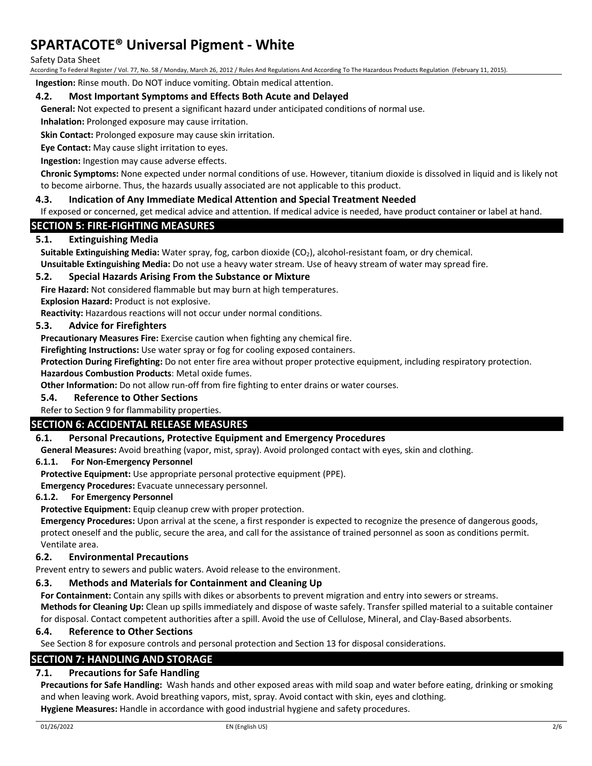**Ingestion:** Rinse mouth. Do NOT induce vomiting. Obtain medical attention.

### 4.2. Most Important Symptoms and Effects Both Acute and Delayed

**General:** Not expected to present a significant hazard under anticipated conditions of normal use.

**Inhalation:** Prolonged exposure may cause irritation.

**Skin Contact:** Prolonged exposure may cause skin irritation.

**Eye Contact:** May cause slight irritation to eyes.

**Ingestion:** Ingestion may cause adverse effects.

**Chronic Symptoms:** None expected under normal conditions of use. However, titanium dioxide is dissolved in liquid and is likely not to become airborne. Thus, the hazards usually associated are not applicable to this product.

### 4.3. Indication of Any Immediate Medical Attention and Special Treatment Needed

If exposed or concerned, get medical advice and attention. If medical advice is needed, have product container or label at hand.

## SECTION 5: FIRE-FIGHTING MEASURES

### 5.1. Extinguishing Media

**Suitable Extinguishing Media:** Water spray, fog, carbon dioxide ($CO_2$), alcohol-resistant foam, or dry chemical.

**Unsuitable Extinguishing Media:** Do not use a heavy water stream. Use of heavy stream of water may spread fire.

### 5.2. Special Hazards Arising From the Substance or Mixture

**Fire Hazard:** Not considered flammable but may burn at high temperatures.

**Explosion Hazard:** Product is not explosive.

**Reactivity:** Hazardous reactions will not occur under normal conditions.

### 5.3. Advice for Firefighters

**Precautionary Measures Fire:** Exercise caution when fighting any chemical fire.

**Firefighting Instructions:** Use water spray or fog for cooling exposed containers.

**Protection During Firefighting:** Do not enter fire area without proper protective equipment, including respiratory protection.

**Hazardous Combustion Products**: Metal oxide fumes.

**Other Information:** Do not allow run-off from fire fighting to enter drains or water courses.

### 5.4. Reference to Other Sections

Refer to Section 9 for flammability properties.

## SECTION 6: ACCIDENTAL RELEASE MEASURES

### 6.1. Personal Precautions, Protective Equipment and Emergency Procedures

**General Measures:** Avoid breathing (vapor, mist, spray). Avoid prolonged contact with eyes, skin and clothing.

#### 6.1.1. For Non-Emergency Personnel

**Protective Equipment:** Use appropriate personal protective equipment (PPE).

**Emergency Procedures:** Evacuate unnecessary personnel.

#### 6.1.2. For Emergency Personnel

**Protective Equipment:** Equip cleanup crew with proper protection.

**Emergency Procedures:** Upon arrival at the scene, a first responder is expected to recognize the presence of dangerous goods, protect oneself and the public, secure the area, and call for the assistance of trained personnel as soon as conditions permit. Ventilate area.

### 6.2. Environmental Precautions

Prevent entry to sewers and public waters. Avoid release to the environment.

### 6.3. Methods and Materials for Containment and Cleaning Up

**For Containment:** Contain any spills with dikes or absorbents to prevent migration and entry into sewers or streams.

**Methods for Cleaning Up:** Clean up spills immediately and dispose of waste safely. Transfer spilled material to a suitable container for disposal. Contact competent authorities after a spill. Avoid the use of Cellulose, Mineral, and Clay-Based absorbents.

### 6.4. Reference to Other Sections

See Section 8 for exposure controls and personal protection and Section 13 for disposal considerations.

## SECTION 7: HANDLING AND STORAGE

### 7.1. Precautions for Safe Handling

**Precautions for Safe Handling:** Wash hands and other exposed areas with mild soap and water before eating, drinking or smoking and when leaving work. Avoid breathing vapors, mist, spray. Avoid contact with skin, eyes and clothing.

**Hygiene Measures:** Handle in accordance with good industrial hygiene and safety procedures.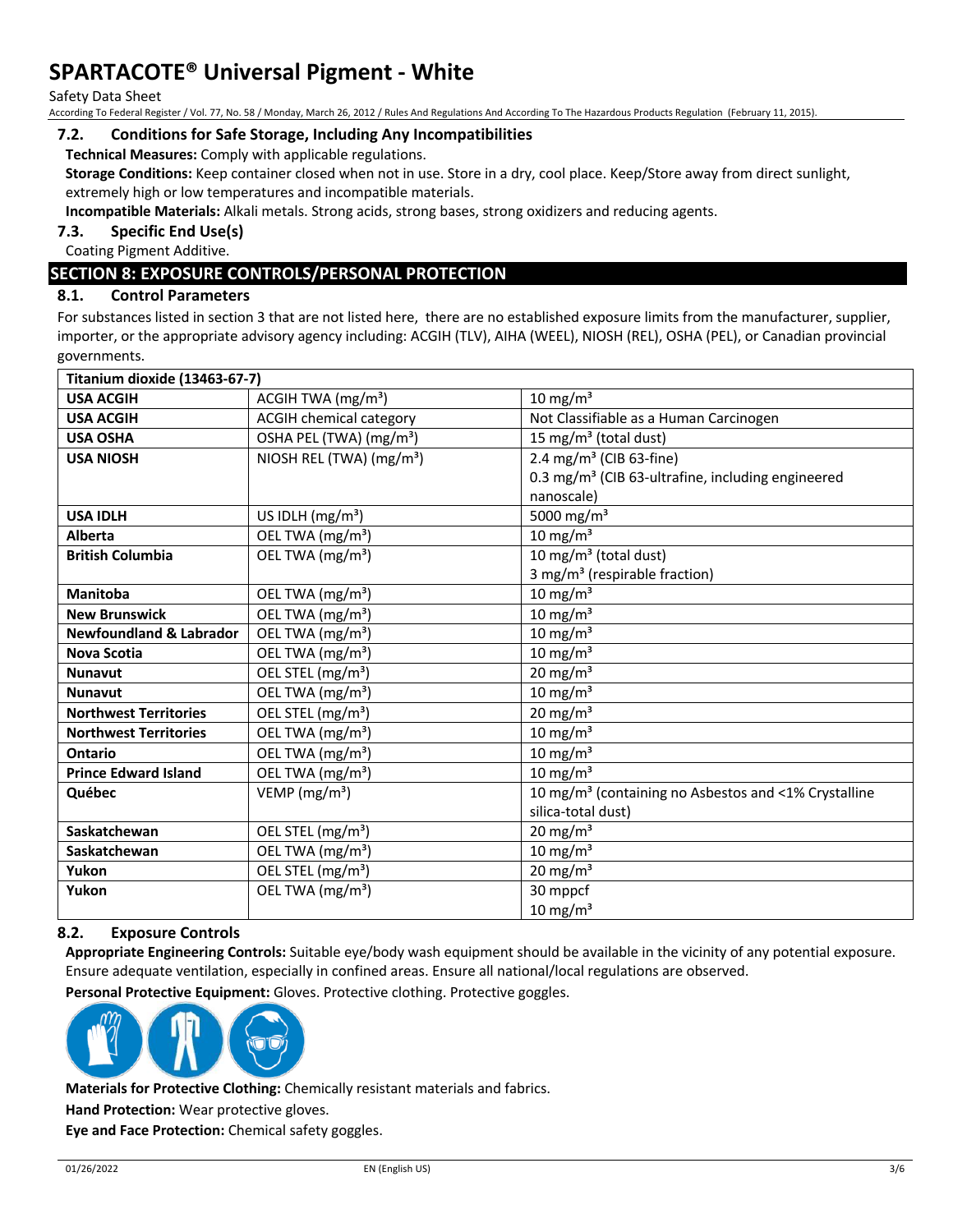### 7.2. Conditions for Safe Storage, Including Any Incompatibilities

**Technical Measures:** Comply with applicable regulations.

**Storage Conditions:** Keep container closed when not in use. Store in a dry, cool place. Keep/Store away from direct sunlight, extremely high or low temperatures and incompatible materials.

**Incompatible Materials:** Alkali metals. Strong acids, strong bases, strong oxidizers and reducing agents.

### 7.3. Specific End Use(s)

Coating Pigment Additive.

## SECTION 8: EXPOSURE CONTROLS/PERSONAL PROTECTION

### 8.1. Control Parameters

For substances listed in section 3 that are not listed here, there are no established exposure limits from the manufacturer, supplier, importer, or the appropriate advisory agency including: ACGIH (TLV), AIHA (WEEL), NIOSH (REL), OSHA (PEL), or Canadian provincial governments.

| Titanium dioxide (13463-67-7) | | |
|---|---|---|
| **USA ACGIH** | ACGIH TWA (mg/m³) | 10 mg/m³ |
| **USA ACGIH** | ACGIH chemical category | Not Classifiable as a Human Carcinogen |
| **USA OSHA** | OSHA PEL (TWA) (mg/m³) | 15 mg/m³ (total dust) |
| **USA NIOSH** | NIOSH REL (TWA) (mg/m³) | 2.4 mg/m³ (CIB 63-fine)<br>0.3 mg/m³ (CIB 63-ultrafine, including engineered nanoscale) |
| **USA IDLH** | US IDLH (mg/m³) | 5000 mg/m³ |
| **Alberta** | OEL TWA (mg/m³) | 10 mg/m³ |
| **British Columbia** | OEL TWA (mg/m³) | 10 mg/m³ (total dust)<br>3 mg/m³ (respirable fraction) |
| **Manitoba** | OEL TWA (mg/m³) | 10 mg/m³ |
| **New Brunswick** | OEL TWA (mg/m³) | 10 mg/m³ |
| **Newfoundland & Labrador** | OEL TWA (mg/m³) | 10 mg/m³ |
| **Nova Scotia** | OEL TWA (mg/m³) | 10 mg/m³ |
| **Nunavut** | OEL STEL (mg/m³) | 20 mg/m³ |
| **Nunavut** | OEL TWA (mg/m³) | 10 mg/m³ |
| **Northwest Territories** | OEL STEL (mg/m³) | 20 mg/m³ |
| **Northwest Territories** | OEL TWA (mg/m³) | 10 mg/m³ |
| **Ontario** | OEL TWA (mg/m³) | 10 mg/m³ |
| **Prince Edward Island** | OEL TWA (mg/m³) | 10 mg/m³ |
| **Québec** | VEMP (mg/m³) | 10 mg/m³ (containing no Asbestos and <1% Crystalline silica-total dust) |
| **Saskatchewan** | OEL STEL (mg/m³) | 20 mg/m³ |
| **Saskatchewan** | OEL TWA (mg/m³) | 10 mg/m³ |
| **Yukon** | OEL STEL (mg/m³) | 20 mg/m³ |
| **Yukon** | OEL TWA (mg/m³) | 30 mppcf<br>10 mg/m³ |

### 8.2. Exposure Controls

**Appropriate Engineering Controls:** Suitable eye/body wash equipment should be available in the vicinity of any potential exposure. Ensure adequate ventilation, especially in confined areas. Ensure all national/local regulations are observed.

**Personal Protective Equipment:** Gloves. Protective clothing. Protective goggles.

**Materials for Protective Clothing:** Chemically resistant materials and fabrics.

**Hand Protection:** Wear protective gloves.

**Eye and Face Protection:** Chemical safety goggles.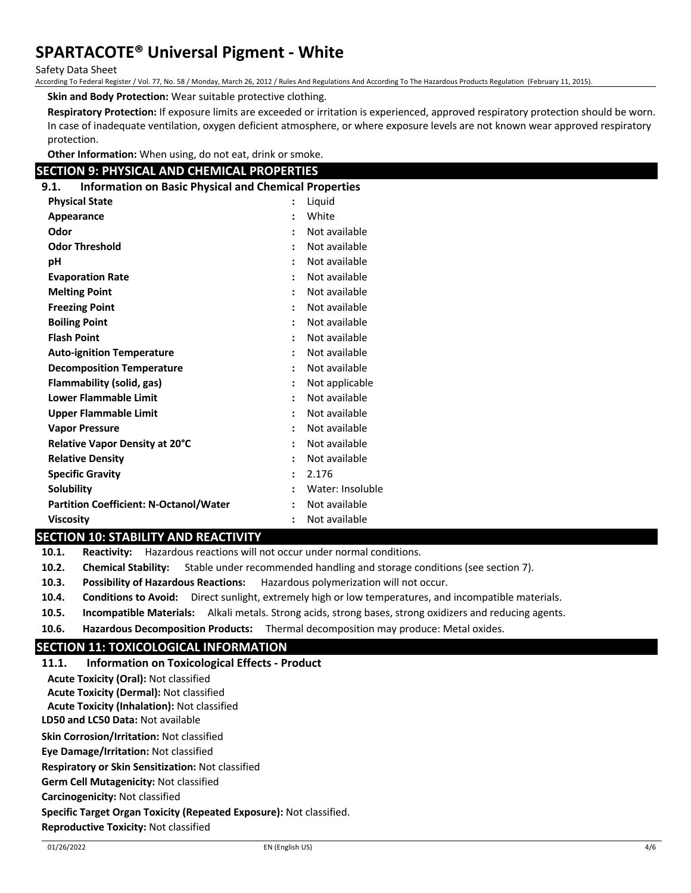**Skin and Body Protection:** Wear suitable protective clothing.

**Respiratory Protection:** If exposure limits are exceeded or irritation is experienced, approved respiratory protection should be worn. In case of inadequate ventilation, oxygen deficient atmosphere, or where exposure levels are not known wear approved respiratory protection.

**Other Information:** When using, do not eat, drink or smoke.

## SECTION 9: PHYSICAL AND CHEMICAL PROPERTIES

### 9.1. Information on Basic Physical and Chemical Properties

| Property | | Value |
|---|---|---|
| **Physical State** | : | Liquid |
| **Appearance** | : | White |
| **Odor** | : | Not available |
| **Odor Threshold** | : | Not available |
| **pH** | : | Not available |
| **Evaporation Rate** | : | Not available |
| **Melting Point** | : | Not available |
| **Freezing Point** | : | Not available |
| **Boiling Point** | : | Not available |
| **Flash Point** | : | Not available |
| **Auto-ignition Temperature** | : | Not available |
| **Decomposition Temperature** | : | Not available |
| **Flammability (solid, gas)** | : | Not applicable |
| **Lower Flammable Limit** | : | Not available |
| **Upper Flammable Limit** | : | Not available |
| **Vapor Pressure** | : | Not available |
| **Relative Vapor Density at 20°C** | : | Not available |
| **Relative Density** | : | Not available |
| **Specific Gravity** | : | 2.176 |
| **Solubility** | : | Water: Insoluble |
| **Partition Coefficient: N-Octanol/Water** | : | Not available |
| **Viscosity** | : | Not available |

## SECTION 10: STABILITY AND REACTIVITY

**10.1. Reactivity:** Hazardous reactions will not occur under normal conditions.

**10.2. Chemical Stability:** Stable under recommended handling and storage conditions (see section 7).

**10.3. Possibility of Hazardous Reactions:** Hazardous polymerization will not occur.

**10.4. Conditions to Avoid:** Direct sunlight, extremely high or low temperatures, and incompatible materials.

**10.5. Incompatible Materials:** Alkali metals. Strong acids, strong bases, strong oxidizers and reducing agents.

**10.6. Hazardous Decomposition Products:** Thermal decomposition may produce: Metal oxides.

## SECTION 11: TOXICOLOGICAL INFORMATION

### 11.1. Information on Toxicological Effects - Product

**Acute Toxicity (Oral):** Not classified

**Acute Toxicity (Dermal):** Not classified

**Acute Toxicity (Inhalation):** Not classified

**LD50 and LC50 Data:** Not available

**Skin Corrosion/Irritation:** Not classified

**Eye Damage/Irritation:** Not classified

**Respiratory or Skin Sensitization:** Not classified

**Germ Cell Mutagenicity:** Not classified

**Carcinogenicity:** Not classified

**Specific Target Organ Toxicity (Repeated Exposure):** Not classified.

**Reproductive Toxicity:** Not classified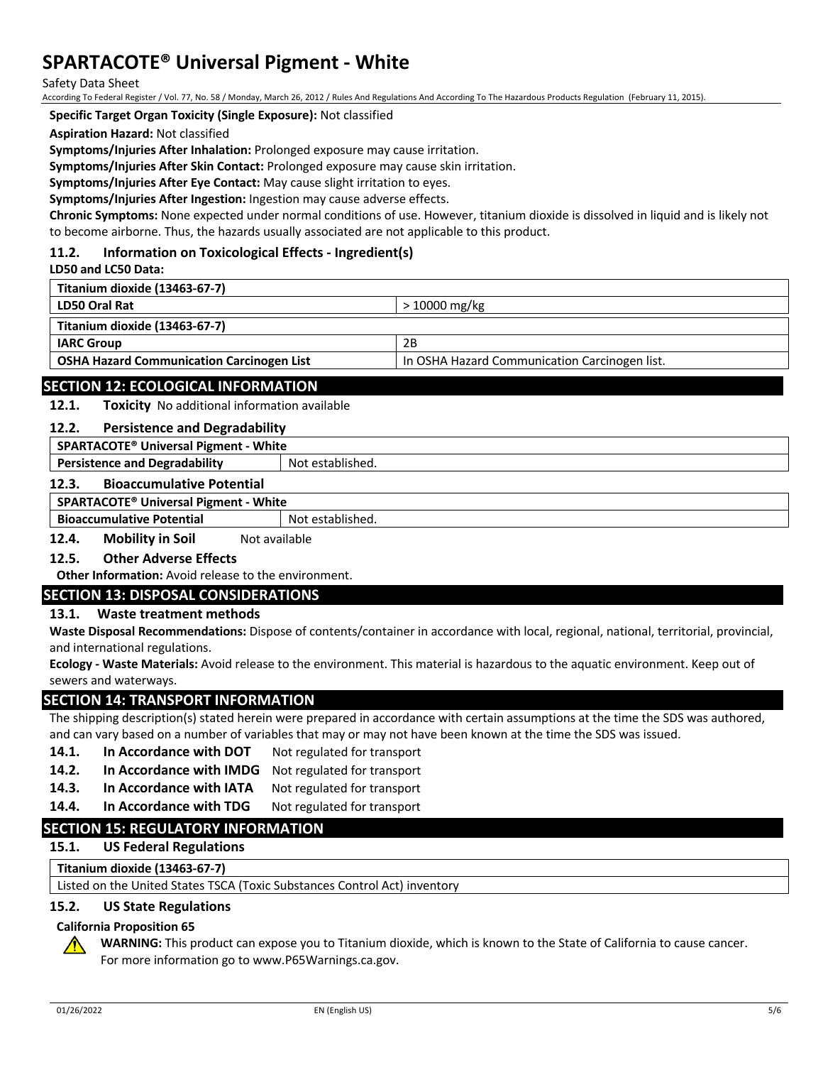**Specific Target Organ Toxicity (Single Exposure):** Not classified

**Aspiration Hazard:** Not classified

**Symptoms/Injuries After Inhalation:** Prolonged exposure may cause irritation.

**Symptoms/Injuries After Skin Contact:** Prolonged exposure may cause skin irritation.

**Symptoms/Injuries After Eye Contact:** May cause slight irritation to eyes.

**Symptoms/Injuries After Ingestion:** Ingestion may cause adverse effects.

**Chronic Symptoms:** None expected under normal conditions of use. However, titanium dioxide is dissolved in liquid and is likely not to become airborne. Thus, the hazards usually associated are not applicable to this product.

### 11.2. Information on Toxicological Effects - Ingredient(s)

**LD50 and LC50 Data:**

| Titanium dioxide (13463-67-7) | |
|---|---|
| **LD50 Oral Rat** | > 10000 mg/kg |

| Titanium dioxide (13463-67-7) | |
|---|---|
| **IARC Group** | 2B |
| **OSHA Hazard Communication Carcinogen List** | In OSHA Hazard Communication Carcinogen list. |

## SECTION 12: ECOLOGICAL INFORMATION

### 12.1. Toxicity

No additional information available

### 12.2. Persistence and Degradability

| SPARTACOTE® Universal Pigment - White | |
|---|---|
| **Persistence and Degradability** | Not established. |

### 12.3. Bioaccumulative Potential

| SPARTACOTE® Universal Pigment - White | |
|---|---|
| **Bioaccumulative Potential** | Not established. |

### 12.4. Mobility in Soil

Not available

### 12.5. Other Adverse Effects

**Other Information:** Avoid release to the environment.

## SECTION 13: DISPOSAL CONSIDERATIONS

### 13.1. Waste treatment methods

**Waste Disposal Recommendations:** Dispose of contents/container in accordance with local, regional, national, territorial, provincial, and international regulations.

**Ecology - Waste Materials:** Avoid release to the environment. This material is hazardous to the aquatic environment. Keep out of sewers and waterways.

## SECTION 14: TRANSPORT INFORMATION

The shipping description(s) stated herein were prepared in accordance with certain assumptions at the time the SDS was authored, and can vary based on a number of variables that may or may not have been known at the time the SDS was issued.

**14.1. In Accordance with DOT** Not regulated for transport

**14.2. In Accordance with IMDG** Not regulated for transport

**14.3. In Accordance with IATA** Not regulated for transport

**14.4. In Accordance with TDG** Not regulated for transport

## SECTION 15: REGULATORY INFORMATION

### 15.1. US Federal Regulations

| Titanium dioxide (13463-67-7) |
|---|
| Listed on the United States TSCA (Toxic Substances Control Act) inventory |

### 15.2. US State Regulations

**California Proposition 65**

**WARNING:** This product can expose you to Titanium dioxide, which is known to the State of California to cause cancer. For more information go to www.P65Warnings.ca.gov.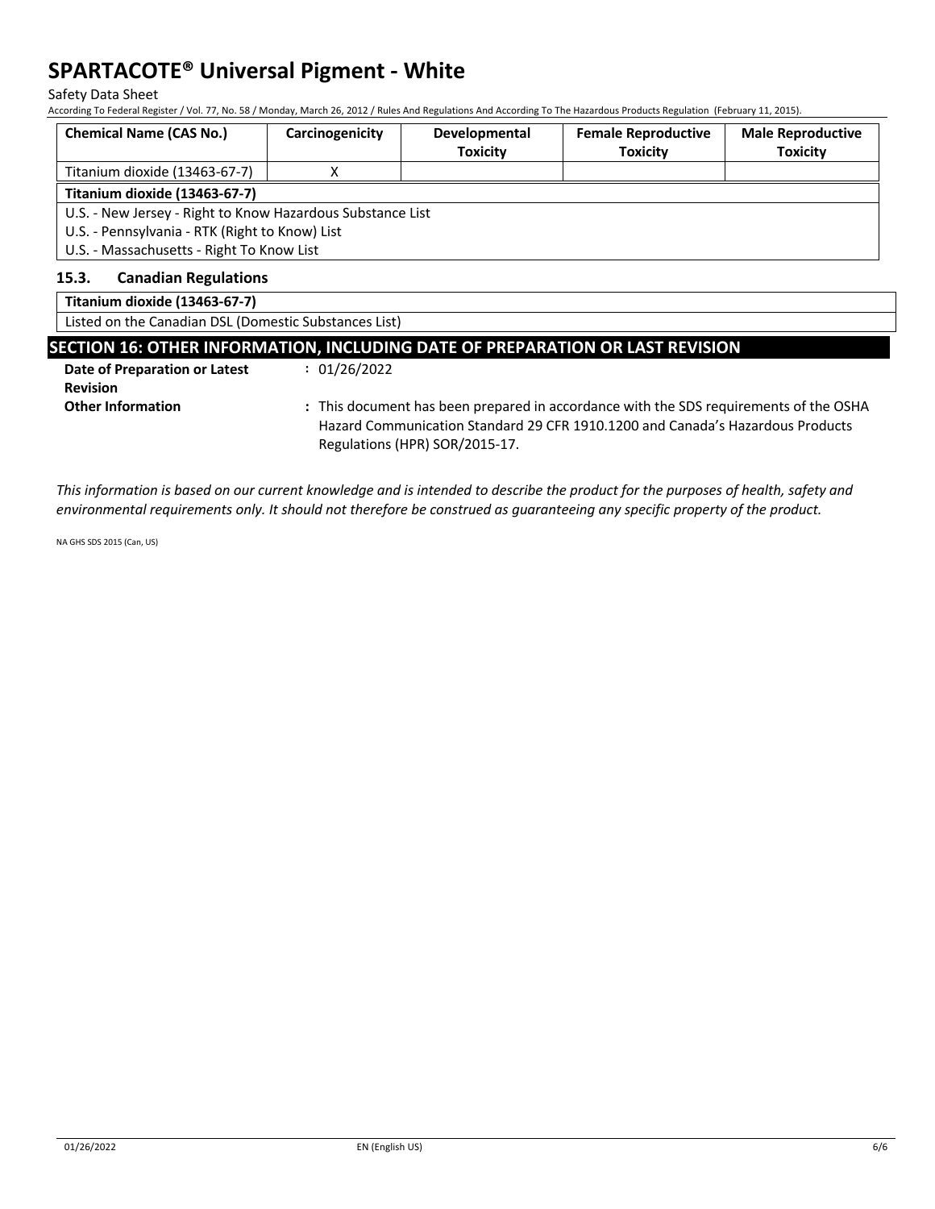| Chemical Name (CAS No.) | Carcinogenicity | Developmental Toxicity | Female Reproductive Toxicity | Male Reproductive Toxicity |
|---|---|---|---|---|
| Titanium dioxide (13463-67-7) | X | | | |

| **Titanium dioxide (13463-67-7)** |
|---|
| U.S. - New Jersey - Right to Know Hazardous Substance List |
| U.S. - Pennsylvania - RTK (Right to Know) List |
| U.S. - Massachusetts - Right To Know List |

### 15.3. Canadian Regulations

| **Titanium dioxide (13463-67-7)** |
|---|
| Listed on the Canadian DSL (Domestic Substances List) |

## SECTION 16: OTHER INFORMATION, INCLUDING DATE OF PREPARATION OR LAST REVISION

**Date of Preparation or Latest Revision** : 01/26/2022

**Other Information** : This document has been prepared in accordance with the SDS requirements of the OSHA Hazard Communication Standard 29 CFR 1910.1200 and Canada's Hazardous Products Regulations (HPR) SOR/2015-17.

*This information is based on our current knowledge and is intended to describe the product for the purposes of health, safety and environmental requirements only. It should not therefore be construed as guaranteeing any specific property of the product.*

NA GHS SDS 2015 (Can, US)